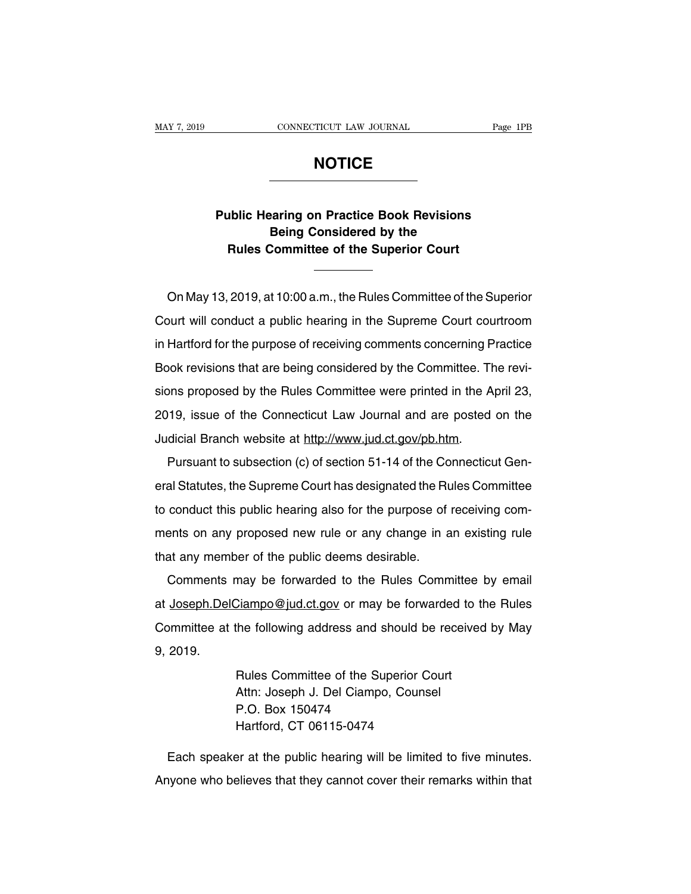# NOTICE

## Public Hearing on Practice Book Revisions Being Considered by the Rules Committee of the Superior Court

On May 13, 2019, at 10:00 a.m., the Rules Committee of the Superior Court will conduct a public hearing in the Supreme Court courtroom in Hartford for the purpose of receiving comments concerning Practice Book revisions that are being considered by the Committee. The revisions proposed by the Rules Committee were printed in the April 23, 2019, issue of the Connecticut Law Journal and are posted on the Judicial Branch website at http://www.jud.ct.gov/pb.htm.

Pursuant to subsection (c) of section 51-14 of the Connecticut General Statutes, the Supreme Court has designated the Rules Committee to conduct this public hearing also for the purpose of receiving comments on any proposed new rule or any change in an existing rule that any member of the public deems desirable.

Comments may be forwarded to the Rules Committee by email at Joseph.DelCiampo@jud.ct.gov or may be forwarded to the Rules Committee at the following address and should be received by May 9, 2019.

Rules Committee of the Superior Court
Attn: Joseph J. Del Ciampo, Counsel
P.O. Box 150474
Hartford, CT 06115-0474

Each speaker at the public hearing will be limited to five minutes. Anyone who believes that they cannot cover their remarks within that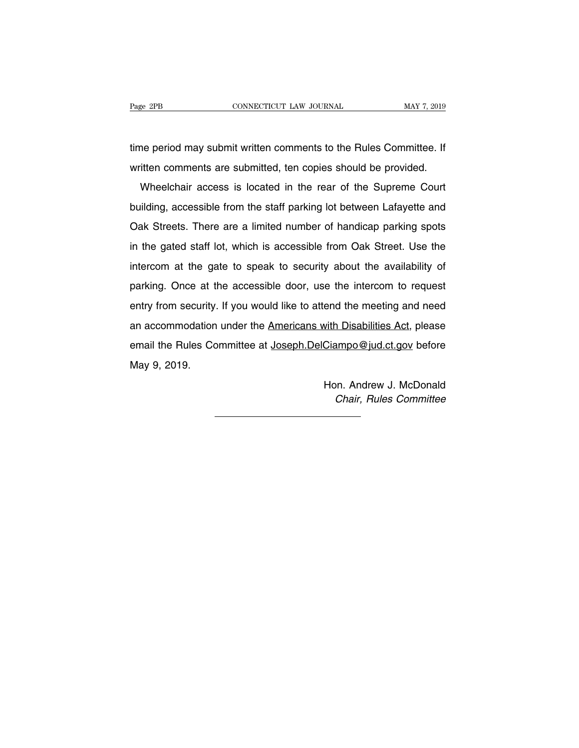time period may submit written comments to the Rules Committee. If written comments are submitted, ten copies should be provided.

Wheelchair access is located in the rear of the Supreme Court building, accessible from the staff parking lot between Lafayette and Oak Streets. There are a limited number of handicap parking spots in the gated staff lot, which is accessible from Oak Street. Use the intercom at the gate to speak to security about the availability of parking. Once at the accessible door, use the intercom to request entry from security. If you would like to attend the meeting and need an accommodation under the Americans with Disabilities Act, please email the Rules Committee at Joseph.DelCiampo@jud.ct.gov before May 9, 2019.

Hon. Andrew J. McDonald
*Chair, Rules Committee*